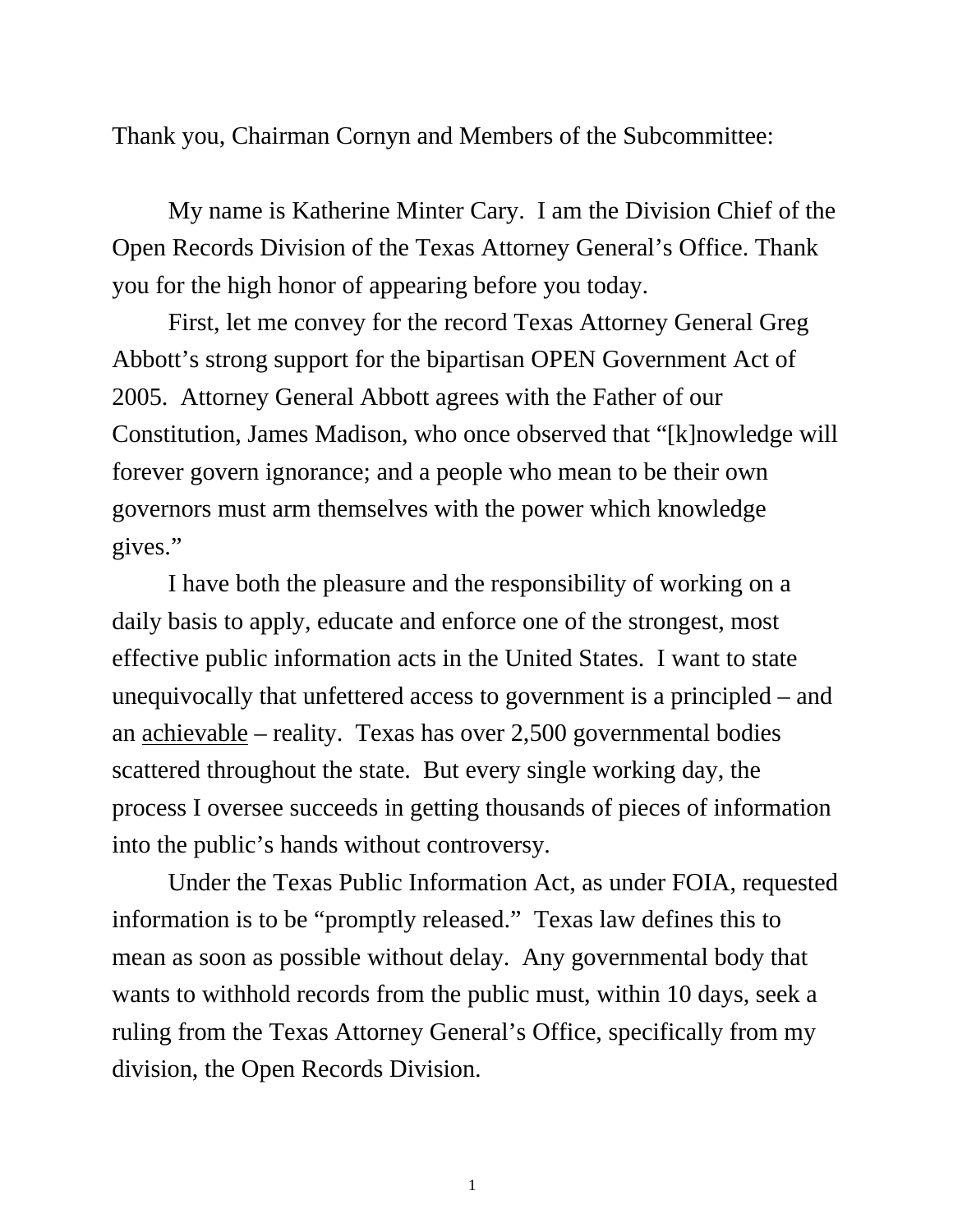Thank you, Chairman Cornyn and Members of the Subcommittee:

My name is Katherine Minter Cary. I am the Division Chief of the Open Records Division of the Texas Attorney General's Office. Thank you for the high honor of appearing before you today.

First, let me convey for the record Texas Attorney General Greg Abbott's strong support for the bipartisan OPEN Government Act of 2005. Attorney General Abbott agrees with the Father of our Constitution, James Madison, who once observed that "[k]nowledge will forever govern ignorance; and a people who mean to be their own governors must arm themselves with the power which knowledge gives."

I have both the pleasure and the responsibility of working on a daily basis to apply, educate and enforce one of the strongest, most effective public information acts in the United States. I want to state unequivocally that unfettered access to government is a principled – and an <u>achievable</u> – reality. Texas has over 2,500 governmental bodies scattered throughout the state. But every single working day, the process I oversee succeeds in getting thousands of pieces of information into the public's hands without controversy.

Under the Texas Public Information Act, as under FOIA, requested information is to be "promptly released." Texas law defines this to mean as soon as possible without delay. Any governmental body that wants to withhold records from the public must, within 10 days, seek a ruling from the Texas Attorney General's Office, specifically from my division, the Open Records Division.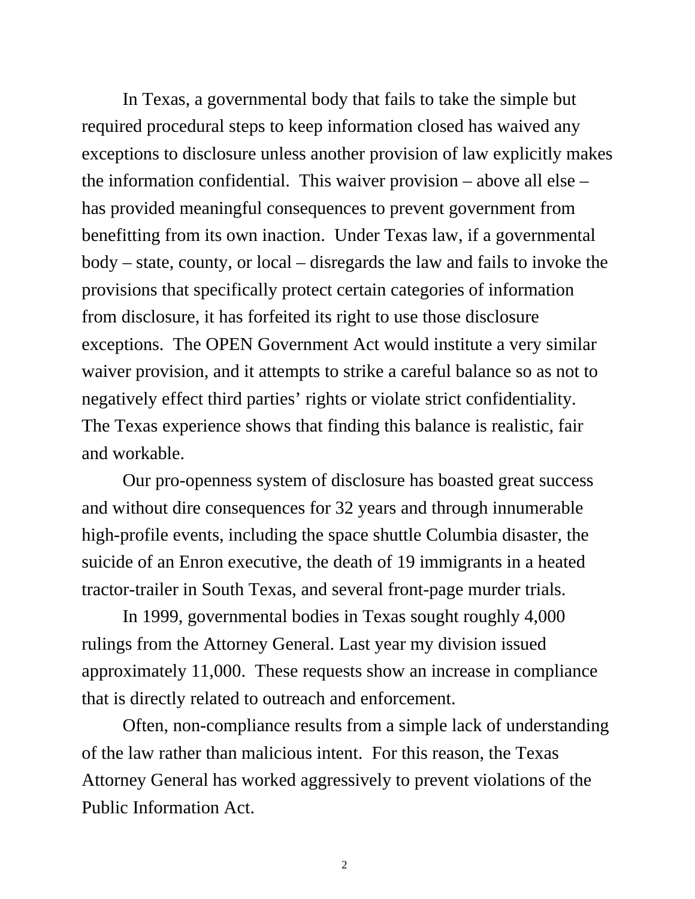In Texas, a governmental body that fails to take the simple but required procedural steps to keep information closed has waived any exceptions to disclosure unless another provision of law explicitly makes the information confidential. This waiver provision – above all else – has provided meaningful consequences to prevent government from benefitting from its own inaction. Under Texas law, if a governmental body – state, county, or local – disregards the law and fails to invoke the provisions that specifically protect certain categories of information from disclosure, it has forfeited its right to use those disclosure exceptions. The OPEN Government Act would institute a very similar waiver provision, and it attempts to strike a careful balance so as not to negatively effect third parties' rights or violate strict confidentiality. The Texas experience shows that finding this balance is realistic, fair and workable.

Our pro-openness system of disclosure has boasted great success and without dire consequences for 32 years and through innumerable high-profile events, including the space shuttle Columbia disaster, the suicide of an Enron executive, the death of 19 immigrants in a heated tractor-trailer in South Texas, and several front-page murder trials.

In 1999, governmental bodies in Texas sought roughly 4,000 rulings from the Attorney General. Last year my division issued approximately 11,000. These requests show an increase in compliance that is directly related to outreach and enforcement.

Often, non-compliance results from a simple lack of understanding of the law rather than malicious intent. For this reason, the Texas Attorney General has worked aggressively to prevent violations of the Public Information Act.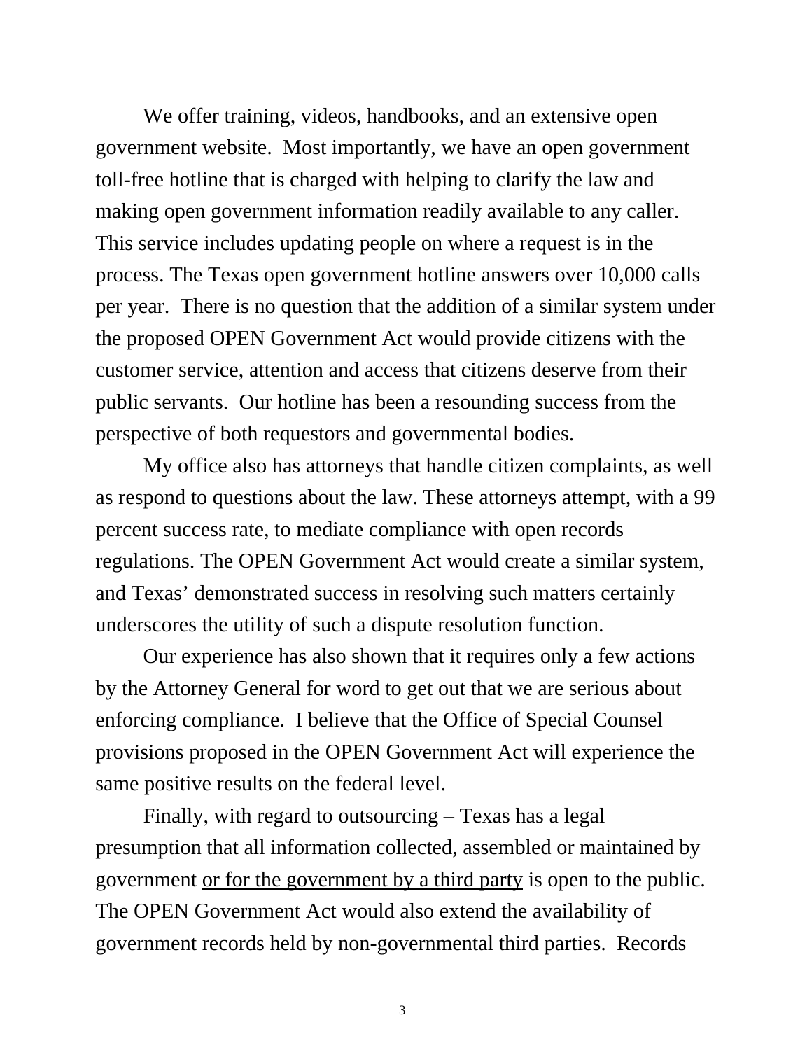We offer training, videos, handbooks, and an extensive open government website. Most importantly, we have an open government toll-free hotline that is charged with helping to clarify the law and making open government information readily available to any caller. This service includes updating people on where a request is in the process. The Texas open government hotline answers over 10,000 calls per year. There is no question that the addition of a similar system under the proposed OPEN Government Act would provide citizens with the customer service, attention and access that citizens deserve from their public servants. Our hotline has been a resounding success from the perspective of both requestors and governmental bodies.

My office also has attorneys that handle citizen complaints, as well as respond to questions about the law. These attorneys attempt, with a 99 percent success rate, to mediate compliance with open records regulations. The OPEN Government Act would create a similar system, and Texas' demonstrated success in resolving such matters certainly underscores the utility of such a dispute resolution function.

Our experience has also shown that it requires only a few actions by the Attorney General for word to get out that we are serious about enforcing compliance. I believe that the Office of Special Counsel provisions proposed in the OPEN Government Act will experience the same positive results on the federal level.

Finally, with regard to outsourcing – Texas has a legal presumption that all information collected, assembled or maintained by government <u>or for the government by a third party</u> is open to the public. The OPEN Government Act would also extend the availability of government records held by non-governmental third parties. Records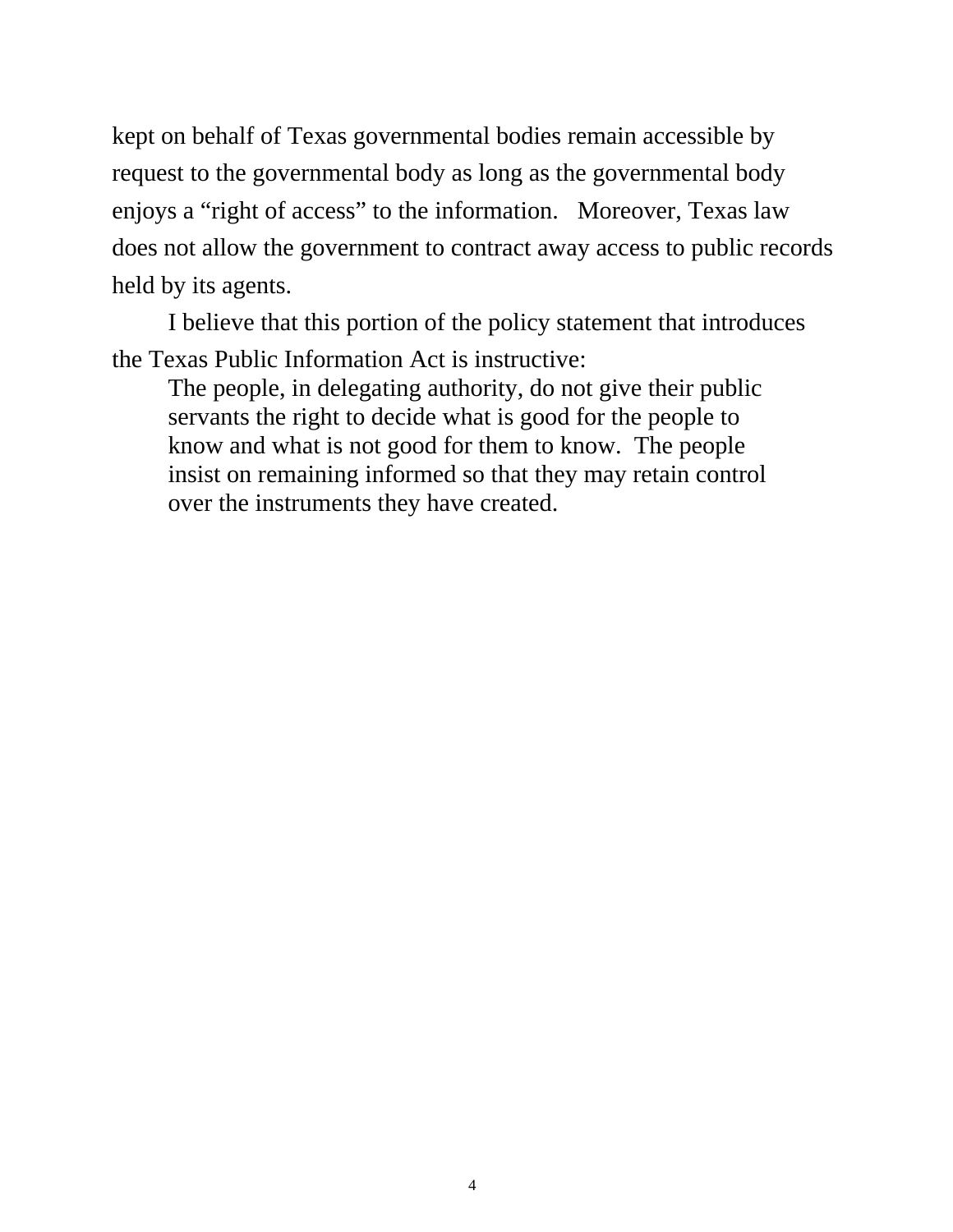kept on behalf of Texas governmental bodies remain accessible by request to the governmental body as long as the governmental body enjoys a "right of access" to the information. Moreover, Texas law does not allow the government to contract away access to public records held by its agents.

I believe that this portion of the policy statement that introduces the Texas Public Information Act is instructive:

> The people, in delegating authority, do not give their public servants the right to decide what is good for the people to know and what is not good for them to know. The people insist on remaining informed so that they may retain control over the instruments they have created.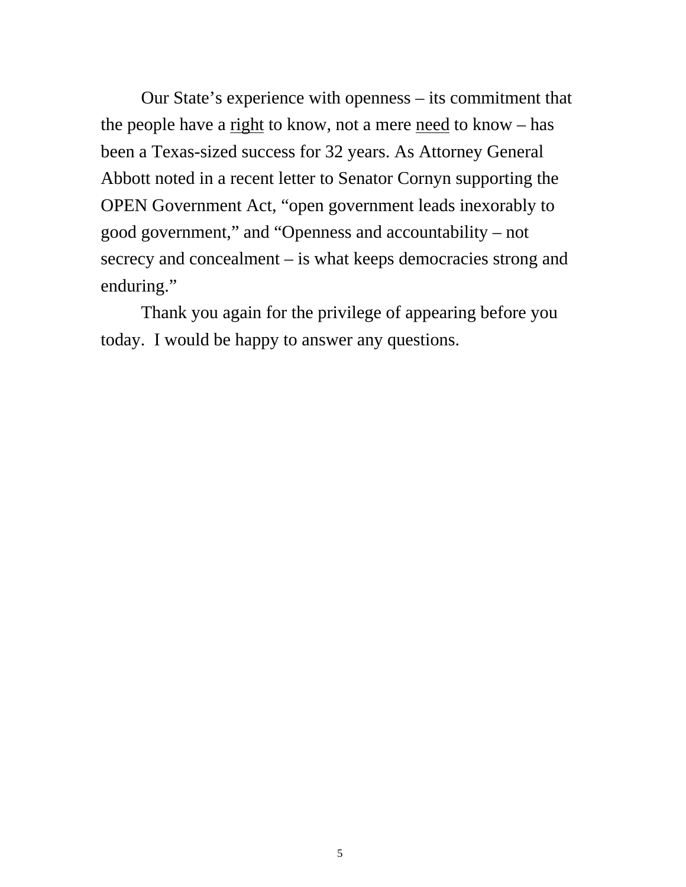Our State's experience with openness – its commitment that the people have a <u>right</u> to know, not a mere <u>need</u> to know – has been a Texas-sized success for 32 years. As Attorney General Abbott noted in a recent letter to Senator Cornyn supporting the OPEN Government Act, "open government leads inexorably to good government," and "Openness and accountability – not secrecy and concealment – is what keeps democracies strong and enduring."

Thank you again for the privilege of appearing before you today. I would be happy to answer any questions.